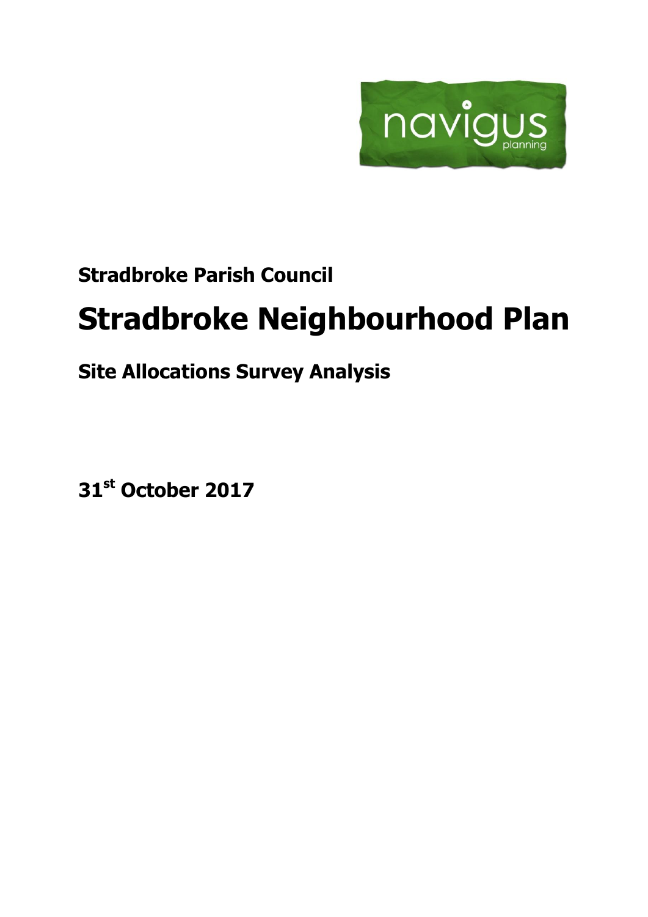navigus planning

**Stradbroke Parish Council**

# Stradbroke Neighbourhood Plan

## Site Allocations Survey Analysis

**31st October 2017**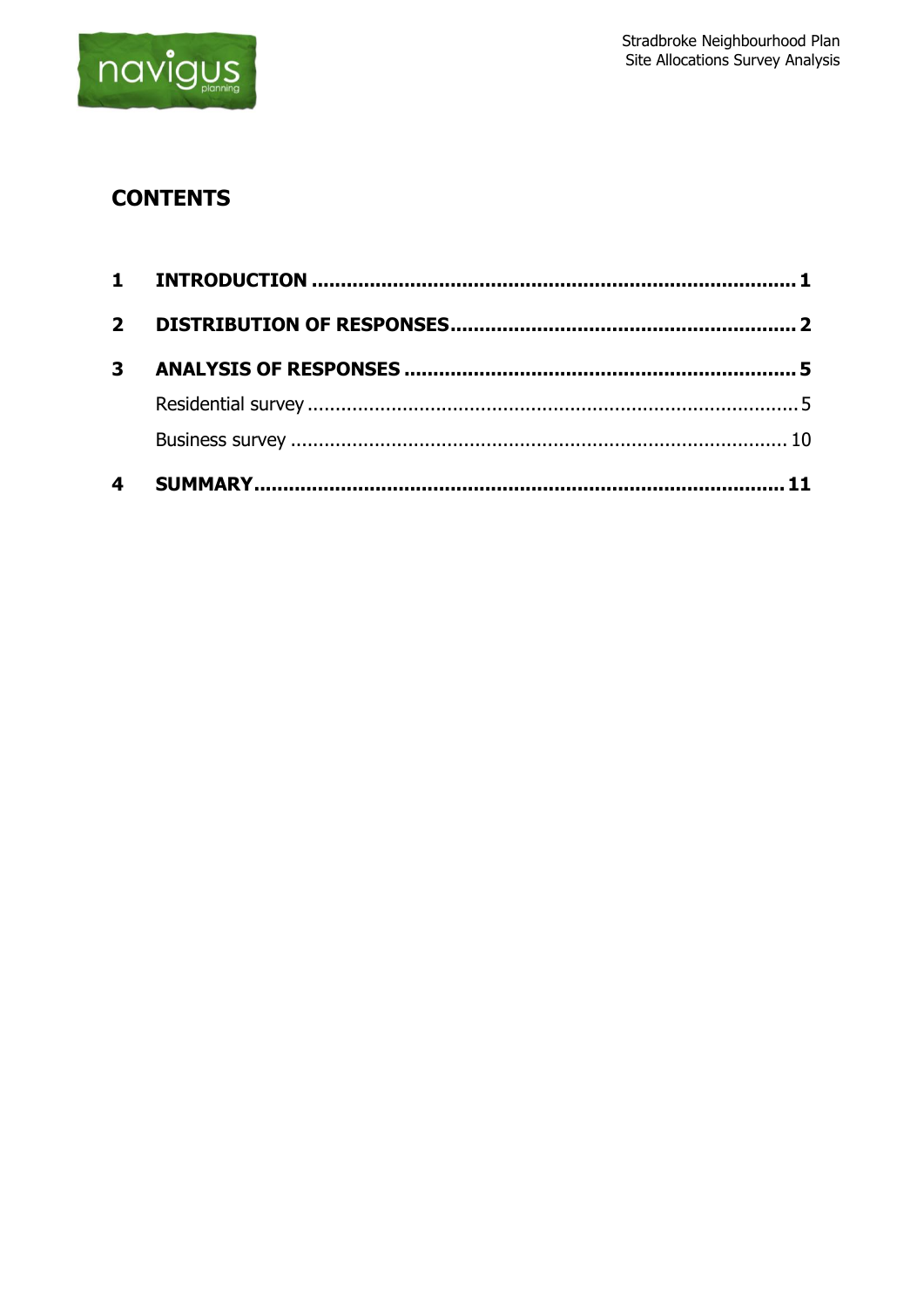## CONTENTS

1 INTRODUCTION ........................................................................ 1

2 DISTRIBUTION OF RESPONSES ................................................. 2

3 ANALYSIS OF RESPONSES ........................................................ 5

  Residential survey ........................................................................ 5

  Business survey ........................................................................... 10

4 SUMMARY ................................................................................ 11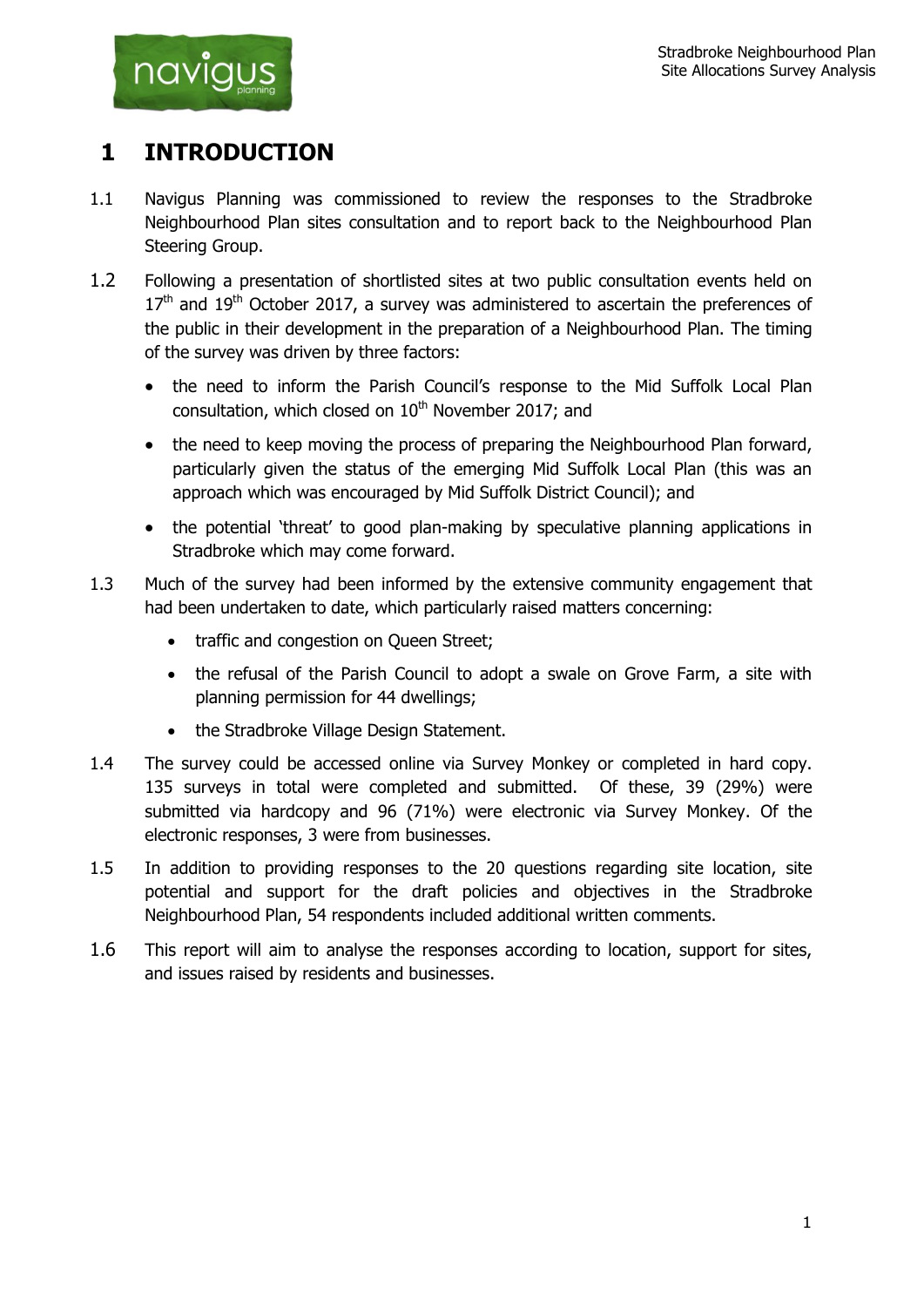# 1 INTRODUCTION

1.1 Navigus Planning was commissioned to review the responses to the Stradbroke Neighbourhood Plan sites consultation and to report back to the Neighbourhood Plan Steering Group.

1.2 Following a presentation of shortlisted sites at two public consultation events held on 17th and 19th October 2017, a survey was administered to ascertain the preferences of the public in their development in the preparation of a Neighbourhood Plan. The timing of the survey was driven by three factors:

- the need to inform the Parish Council's response to the Mid Suffolk Local Plan consultation, which closed on 10th November 2017; and
- the need to keep moving the process of preparing the Neighbourhood Plan forward, particularly given the status of the emerging Mid Suffolk Local Plan (this was an approach which was encouraged by Mid Suffolk District Council); and
- the potential 'threat' to good plan-making by speculative planning applications in Stradbroke which may come forward.

1.3 Much of the survey had been informed by the extensive community engagement that had been undertaken to date, which particularly raised matters concerning:

- traffic and congestion on Queen Street;
- the refusal of the Parish Council to adopt a swale on Grove Farm, a site with planning permission for 44 dwellings;
- the Stradbroke Village Design Statement.

1.4 The survey could be accessed online via Survey Monkey or completed in hard copy. 135 surveys in total were completed and submitted. Of these, 39 (29%) were submitted via hardcopy and 96 (71%) were electronic via Survey Monkey. Of the electronic responses, 3 were from businesses.

1.5 In addition to providing responses to the 20 questions regarding site location, site potential and support for the draft policies and objectives in the Stradbroke Neighbourhood Plan, 54 respondents included additional written comments.

1.6 This report will aim to analyse the responses according to location, support for sites, and issues raised by residents and businesses.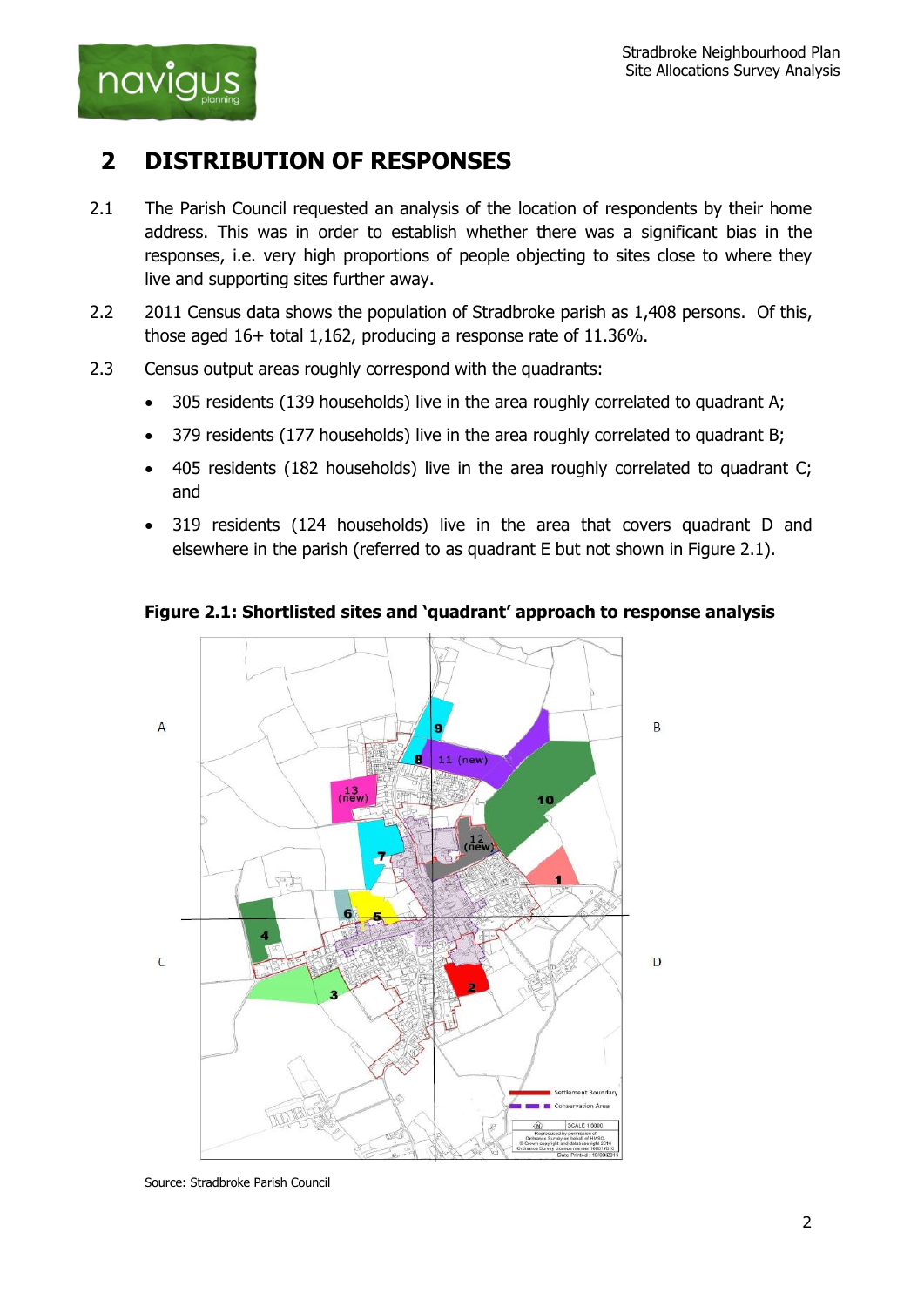## 2 DISTRIBUTION OF RESPONSES

2.1 The Parish Council requested an analysis of the location of respondents by their home address. This was in order to establish whether there was a significant bias in the responses, i.e. very high proportions of people objecting to sites close to where they live and supporting sites further away.

2.2 2011 Census data shows the population of Stradbroke parish as 1,408 persons. Of this, those aged 16+ total 1,162, producing a response rate of 11.36%.

2.3 Census output areas roughly correspond with the quadrants:

- 305 residents (139 households) live in the area roughly correlated to quadrant A;
- 379 residents (177 households) live in the area roughly correlated to quadrant B;
- 405 residents (182 households) live in the area roughly correlated to quadrant C; and
- 319 residents (124 households) live in the area that covers quadrant D and elsewhere in the parish (referred to as quadrant E but not shown in Figure 2.1).

**Figure 2.1: Shortlisted sites and 'quadrant' approach to response analysis**

Source: Stradbroke Parish Council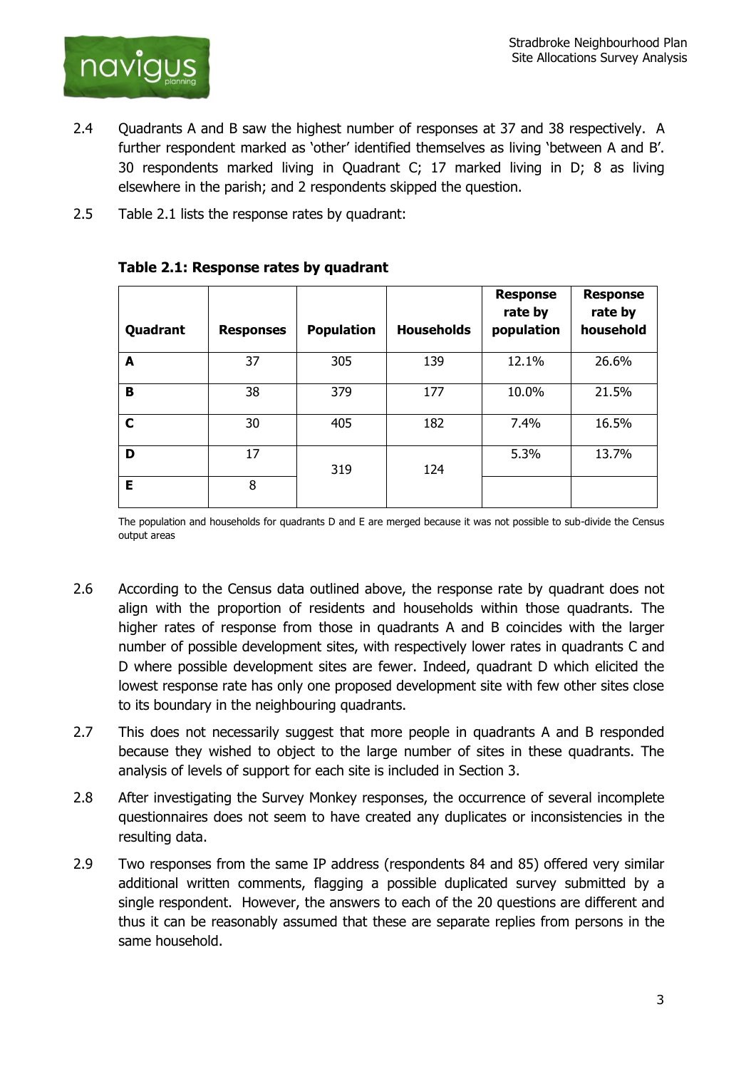2.4 Quadrants A and B saw the highest number of responses at 37 and 38 respectively. A further respondent marked as 'other' identified themselves as living 'between A and B'. 30 respondents marked living in Quadrant C; 17 marked living in D; 8 as living elsewhere in the parish; and 2 respondents skipped the question.

2.5 Table 2.1 lists the response rates by quadrant:

**Table 2.1: Response rates by quadrant**

| Quadrant | Responses | Population | Households | Response rate by population | Response rate by household |
|---|---|---|---|---|---|
| **A** | 37 | 305 | 139 | 12.1% | 26.6% |
| **B** | 38 | 379 | 177 | 10.0% | 21.5% |
| **C** | 30 | 405 | 182 | 7.4% | 16.5% |
| **D** | 17 | 319 | 124 | 5.3% | 13.7% |
| **E** | 8 | | | | |

The population and households for quadrants D and E are merged because it was not possible to sub-divide the Census output areas

2.6 According to the Census data outlined above, the response rate by quadrant does not align with the proportion of residents and households within those quadrants. The higher rates of response from those in quadrants A and B coincides with the larger number of possible development sites, with respectively lower rates in quadrants C and D where possible development sites are fewer. Indeed, quadrant D which elicited the lowest response rate has only one proposed development site with few other sites close to its boundary in the neighbouring quadrants.

2.7 This does not necessarily suggest that more people in quadrants A and B responded because they wished to object to the large number of sites in these quadrants. The analysis of levels of support for each site is included in Section 3.

2.8 After investigating the Survey Monkey responses, the occurrence of several incomplete questionnaires does not seem to have created any duplicates or inconsistencies in the resulting data.

2.9 Two responses from the same IP address (respondents 84 and 85) offered very similar additional written comments, flagging a possible duplicated survey submitted by a single respondent. However, the answers to each of the 20 questions are different and thus it can be reasonably assumed that these are separate replies from persons in the same household.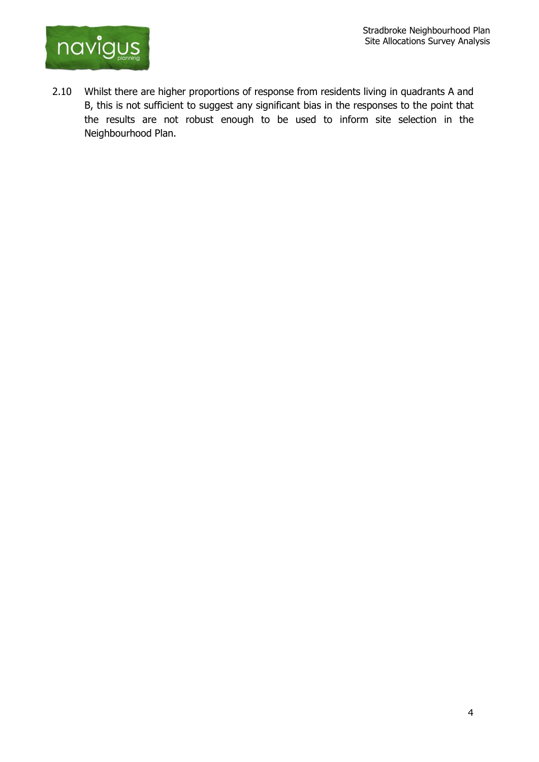2.10 Whilst there are higher proportions of response from residents living in quadrants A and B, this is not sufficient to suggest any significant bias in the responses to the point that the results are not robust enough to be used to inform site selection in the Neighbourhood Plan.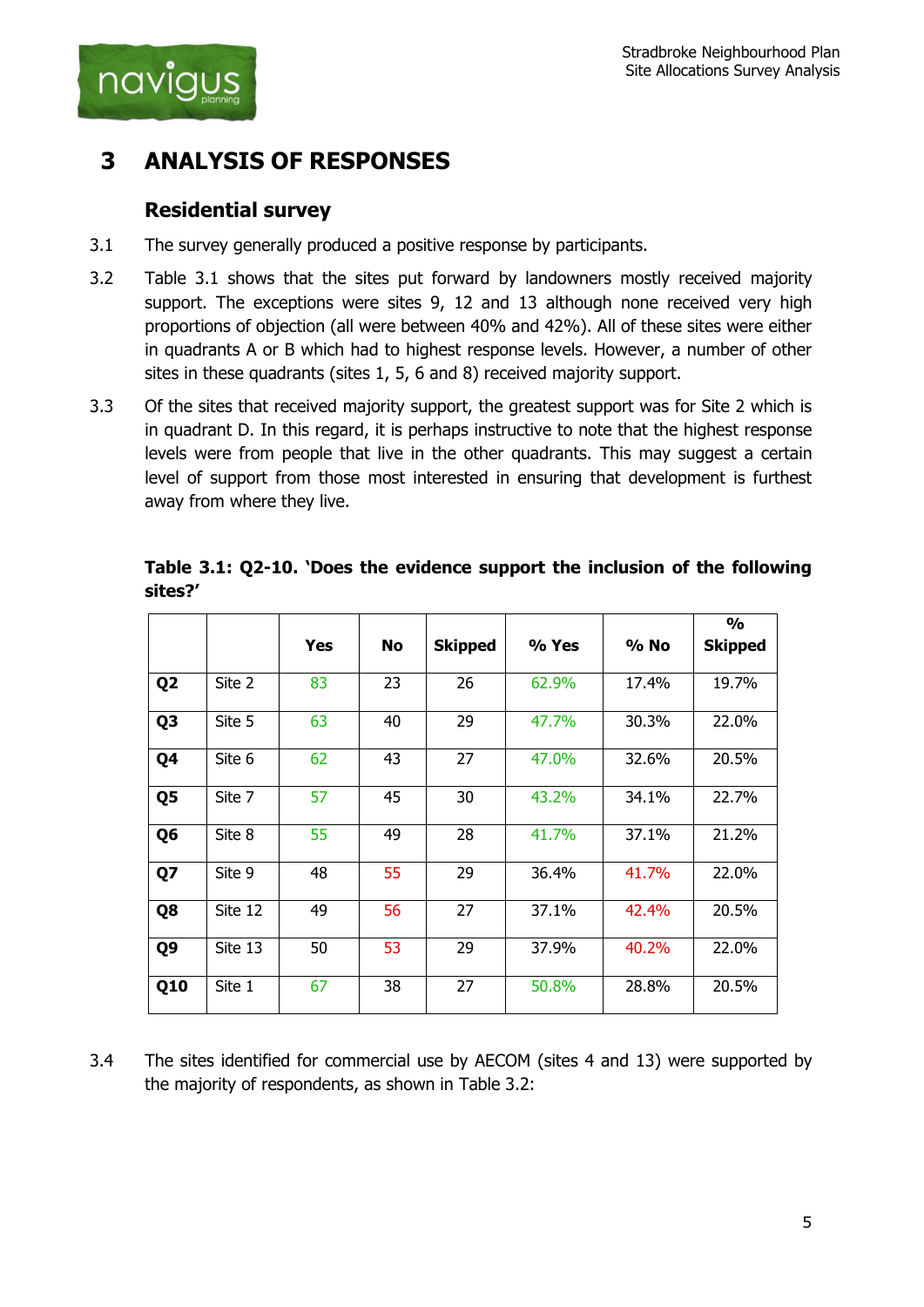# 3 ANALYSIS OF RESPONSES

## Residential survey

3.1 The survey generally produced a positive response by participants.

3.2 Table 3.1 shows that the sites put forward by landowners mostly received majority support. The exceptions were sites 9, 12 and 13 although none received very high proportions of objection (all were between 40% and 42%). All of these sites were either in quadrants A or B which had to highest response levels. However, a number of other sites in these quadrants (sites 1, 5, 6 and 8) received majority support.

3.3 Of the sites that received majority support, the greatest support was for Site 2 which is in quadrant D. In this regard, it is perhaps instructive to note that the highest response levels were from people that live in the other quadrants. This may suggest a certain level of support from those most interested in ensuring that development is furthest away from where they live.

**Table 3.1: Q2-10. 'Does the evidence support the inclusion of the following sites?'**

| | | Yes | No | Skipped | % Yes | % No | % Skipped |
|---|---|---|---|---|---|---|---|
| **Q2** | Site 2 | 83 | 23 | 26 | 62.9% | 17.4% | 19.7% |
| **Q3** | Site 5 | 63 | 40 | 29 | 47.7% | 30.3% | 22.0% |
| **Q4** | Site 6 | 62 | 43 | 27 | 47.0% | 32.6% | 20.5% |
| **Q5** | Site 7 | 57 | 45 | 30 | 43.2% | 34.1% | 22.7% |
| **Q6** | Site 8 | 55 | 49 | 28 | 41.7% | 37.1% | 21.2% |
| **Q7** | Site 9 | 48 | 55 | 29 | 36.4% | 41.7% | 22.0% |
| **Q8** | Site 12 | 49 | 56 | 27 | 37.1% | 42.4% | 20.5% |
| **Q9** | Site 13 | 50 | 53 | 29 | 37.9% | 40.2% | 22.0% |
| **Q10** | Site 1 | 67 | 38 | 27 | 50.8% | 28.8% | 20.5% |

3.4 The sites identified for commercial use by AECOM (sites 4 and 13) were supported by the majority of respondents, as shown in Table 3.2: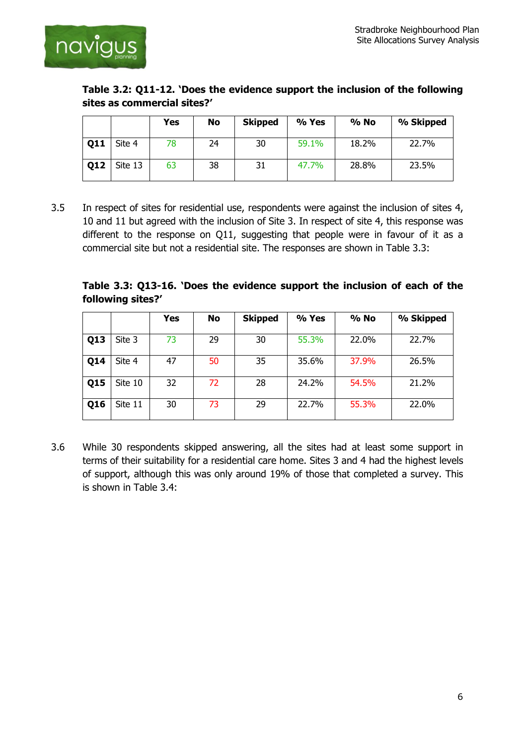**Table 3.2: Q11-12. 'Does the evidence support the inclusion of the following sites as commercial sites?'**

| | | Yes | No | Skipped | % Yes | % No | % Skipped |
|---|---|---|---|---|---|---|---|
| **Q11** | Site 4 | 78 | 24 | 30 | 59.1% | 18.2% | 22.7% |
| **Q12** | Site 13 | 63 | 38 | 31 | 47.7% | 28.8% | 23.5% |

3.5 In respect of sites for residential use, respondents were against the inclusion of sites 4, 10 and 11 but agreed with the inclusion of Site 3. In respect of site 4, this response was different to the response on Q11, suggesting that people were in favour of it as a commercial site but not a residential site. The responses are shown in Table 3.3:

**Table 3.3: Q13-16. 'Does the evidence support the inclusion of each of the following sites?'**

| | | Yes | No | Skipped | % Yes | % No | % Skipped |
|---|---|---|---|---|---|---|---|
| **Q13** | Site 3 | 73 | 29 | 30 | 55.3% | 22.0% | 22.7% |
| **Q14** | Site 4 | 47 | 50 | 35 | 35.6% | 37.9% | 26.5% |
| **Q15** | Site 10 | 32 | 72 | 28 | 24.2% | 54.5% | 21.2% |
| **Q16** | Site 11 | 30 | 73 | 29 | 22.7% | 55.3% | 22.0% |

3.6 While 30 respondents skipped answering, all the sites had at least some support in terms of their suitability for a residential care home. Sites 3 and 4 had the highest levels of support, although this was only around 19% of those that completed a survey. This is shown in Table 3.4: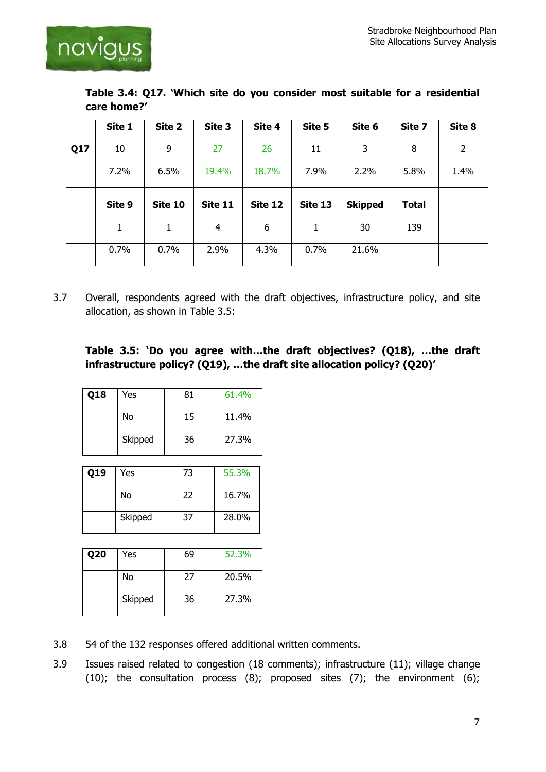**Table 3.4: Q17. 'Which site do you consider most suitable for a residential care home?'**

| | Site 1 | Site 2 | Site 3 | Site 4 | Site 5 | Site 6 | Site 7 | Site 8 |
|---|---|---|---|---|---|---|---|---|
| **Q17** | 10 | 9 | 27 | 26 | 11 | 3 | 8 | 2 |
| | 7.2% | 6.5% | 19.4% | 18.7% | 7.9% | 2.2% | 5.8% | 1.4% |
| | | | | | | | | |
| | **Site 9** | **Site 10** | **Site 11** | **Site 12** | **Site 13** | **Skipped** | **Total** | |
| | 1 | 1 | 4 | 6 | 1 | 30 | 139 | |
| | 0.7% | 0.7% | 2.9% | 4.3% | 0.7% | 21.6% | | |

3.7 Overall, respondents agreed with the draft objectives, infrastructure policy, and site allocation, as shown in Table 3.5:

**Table 3.5: 'Do you agree with…the draft objectives? (Q18), …the draft infrastructure policy? (Q19), …the draft site allocation policy? (Q20)'**

| | | | |
|---|---|---|---|
| **Q18** | Yes | 81 | 61.4% |
| | No | 15 | 11.4% |
| | Skipped | 36 | 27.3% |

| | | | |
|---|---|---|---|
| **Q19** | Yes | 73 | 55.3% |
| | No | 22 | 16.7% |
| | Skipped | 37 | 28.0% |

| | | | |
|---|---|---|---|
| **Q20** | Yes | 69 | 52.3% |
| | No | 27 | 20.5% |
| | Skipped | 36 | 27.3% |

3.8 54 of the 132 responses offered additional written comments.

3.9 Issues raised related to congestion (18 comments); infrastructure (11); village change (10); the consultation process (8); proposed sites (7); the environment (6);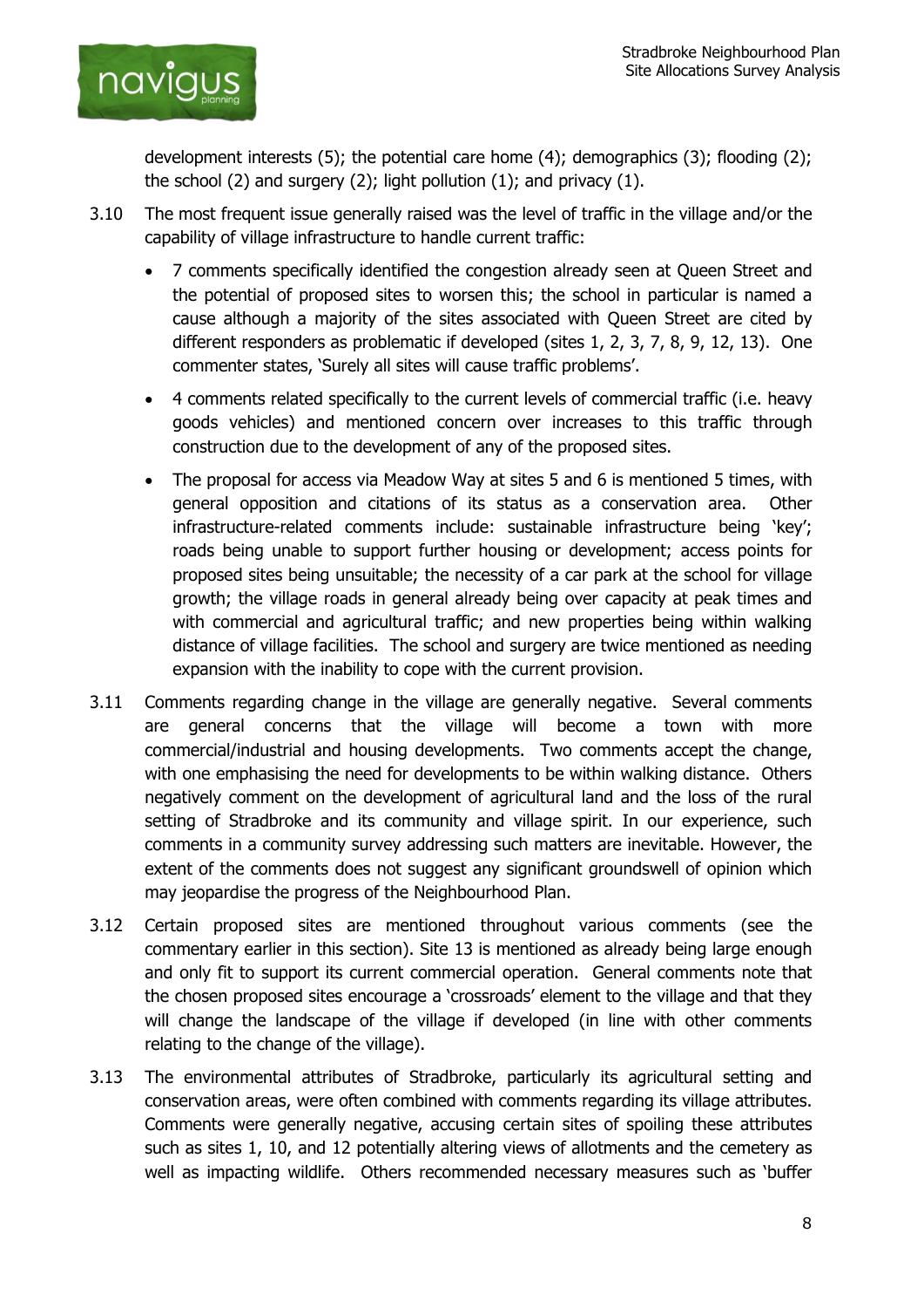development interests (5); the potential care home (4); demographics (3); flooding (2); the school (2) and surgery (2); light pollution (1); and privacy (1).

3.10 The most frequent issue generally raised was the level of traffic in the village and/or the capability of village infrastructure to handle current traffic:

- 7 comments specifically identified the congestion already seen at Queen Street and the potential of proposed sites to worsen this; the school in particular is named a cause although a majority of the sites associated with Queen Street are cited by different responders as problematic if developed (sites 1, 2, 3, 7, 8, 9, 12, 13). One commenter states, 'Surely all sites will cause traffic problems'.
- 4 comments related specifically to the current levels of commercial traffic (i.e. heavy goods vehicles) and mentioned concern over increases to this traffic through construction due to the development of any of the proposed sites.
- The proposal for access via Meadow Way at sites 5 and 6 is mentioned 5 times, with general opposition and citations of its status as a conservation area. Other infrastructure-related comments include: sustainable infrastructure being 'key'; roads being unable to support further housing or development; access points for proposed sites being unsuitable; the necessity of a car park at the school for village growth; the village roads in general already being over capacity at peak times and with commercial and agricultural traffic; and new properties being within walking distance of village facilities. The school and surgery are twice mentioned as needing expansion with the inability to cope with the current provision.

3.11 Comments regarding change in the village are generally negative. Several comments are general concerns that the village will become a town with more commercial/industrial and housing developments. Two comments accept the change, with one emphasising the need for developments to be within walking distance. Others negatively comment on the development of agricultural land and the loss of the rural setting of Stradbroke and its community and village spirit. In our experience, such comments in a community survey addressing such matters are inevitable. However, the extent of the comments does not suggest any significant groundswell of opinion which may jeopardise the progress of the Neighbourhood Plan.

3.12 Certain proposed sites are mentioned throughout various comments (see the commentary earlier in this section). Site 13 is mentioned as already being large enough and only fit to support its current commercial operation. General comments note that the chosen proposed sites encourage a 'crossroads' element to the village and that they will change the landscape of the village if developed (in line with other comments relating to the change of the village).

3.13 The environmental attributes of Stradbroke, particularly its agricultural setting and conservation areas, were often combined with comments regarding its village attributes. Comments were generally negative, accusing certain sites of spoiling these attributes such as sites 1, 10, and 12 potentially altering views of allotments and the cemetery as well as impacting wildlife. Others recommended necessary measures such as 'buffer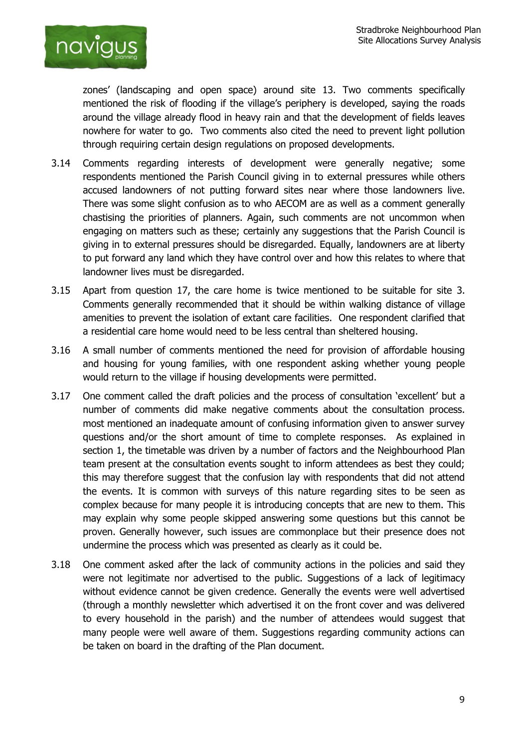zones' (landscaping and open space) around site 13. Two comments specifically mentioned the risk of flooding if the village's periphery is developed, saying the roads around the village already flood in heavy rain and that the development of fields leaves nowhere for water to go. Two comments also cited the need to prevent light pollution through requiring certain design regulations on proposed developments.

3.14 Comments regarding interests of development were generally negative; some respondents mentioned the Parish Council giving in to external pressures while others accused landowners of not putting forward sites near where those landowners live. There was some slight confusion as to who AECOM are as well as a comment generally chastising the priorities of planners. Again, such comments are not uncommon when engaging on matters such as these; certainly any suggestions that the Parish Council is giving in to external pressures should be disregarded. Equally, landowners are at liberty to put forward any land which they have control over and how this relates to where that landowner lives must be disregarded.

3.15 Apart from question 17, the care home is twice mentioned to be suitable for site 3. Comments generally recommended that it should be within walking distance of village amenities to prevent the isolation of extant care facilities. One respondent clarified that a residential care home would need to be less central than sheltered housing.

3.16 A small number of comments mentioned the need for provision of affordable housing and housing for young families, with one respondent asking whether young people would return to the village if housing developments were permitted.

3.17 One comment called the draft policies and the process of consultation 'excellent' but a number of comments did make negative comments about the consultation process. most mentioned an inadequate amount of confusing information given to answer survey questions and/or the short amount of time to complete responses. As explained in section 1, the timetable was driven by a number of factors and the Neighbourhood Plan team present at the consultation events sought to inform attendees as best they could; this may therefore suggest that the confusion lay with respondents that did not attend the events. It is common with surveys of this nature regarding sites to be seen as complex because for many people it is introducing concepts that are new to them. This may explain why some people skipped answering some questions but this cannot be proven. Generally however, such issues are commonplace but their presence does not undermine the process which was presented as clearly as it could be.

3.18 One comment asked after the lack of community actions in the policies and said they were not legitimate nor advertised to the public. Suggestions of a lack of legitimacy without evidence cannot be given credence. Generally the events were well advertised (through a monthly newsletter which advertised it on the front cover and was delivered to every household in the parish) and the number of attendees would suggest that many people were well aware of them. Suggestions regarding community actions can be taken on board in the drafting of the Plan document.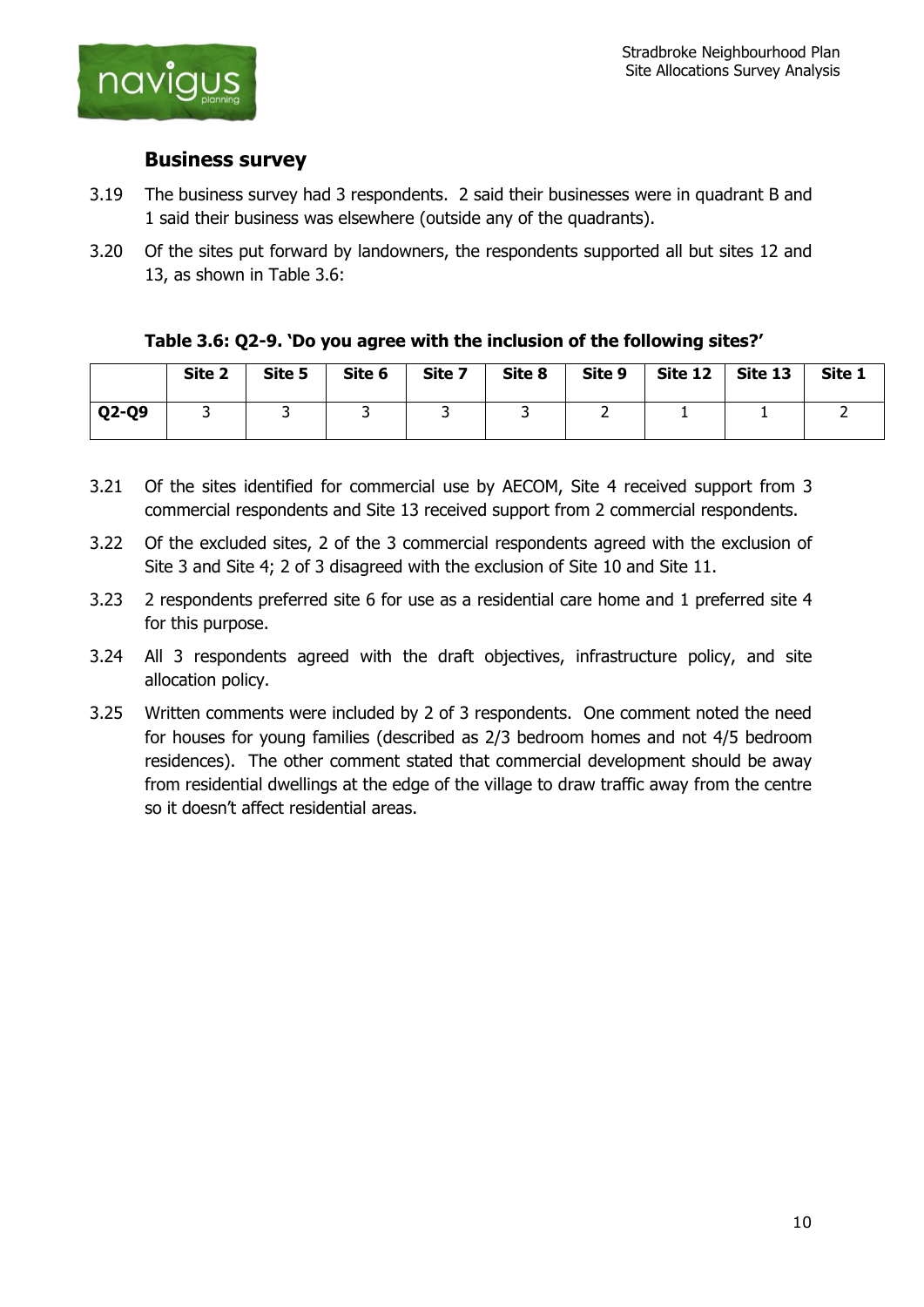## Business survey

3.19 The business survey had 3 respondents. 2 said their businesses were in quadrant B and 1 said their business was elsewhere (outside any of the quadrants).

3.20 Of the sites put forward by landowners, the respondents supported all but sites 12 and 13, as shown in Table 3.6:

**Table 3.6: Q2-9. 'Do you agree with the inclusion of the following sites?'**

| | Site 2 | Site 5 | Site 6 | Site 7 | Site 8 | Site 9 | Site 12 | Site 13 | Site 1 |
|---|---|---|---|---|---|---|---|---|---|
| **Q2-Q9** | 3 | 3 | 3 | 3 | 3 | 2 | 1 | 1 | 2 |

3.21 Of the sites identified for commercial use by AECOM, Site 4 received support from 3 commercial respondents and Site 13 received support from 2 commercial respondents.

3.22 Of the excluded sites, 2 of the 3 commercial respondents agreed with the exclusion of Site 3 and Site 4; 2 of 3 disagreed with the exclusion of Site 10 and Site 11.

3.23 2 respondents preferred site 6 for use as a residential care home and 1 preferred site 4 for this purpose.

3.24 All 3 respondents agreed with the draft objectives, infrastructure policy, and site allocation policy.

3.25 Written comments were included by 2 of 3 respondents. One comment noted the need for houses for young families (described as 2/3 bedroom homes and not 4/5 bedroom residences). The other comment stated that commercial development should be away from residential dwellings at the edge of the village to draw traffic away from the centre so it doesn't affect residential areas.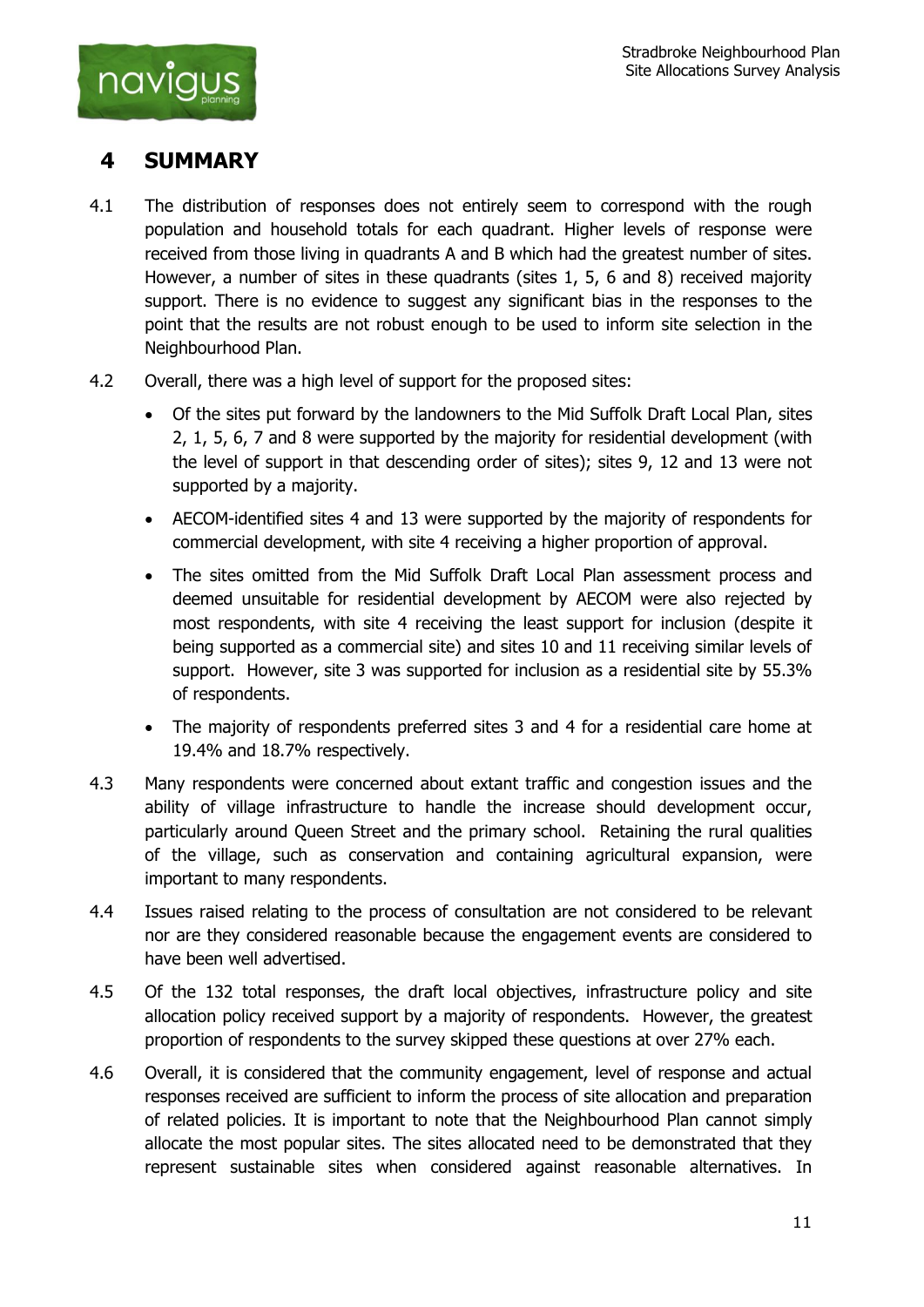# 4 SUMMARY

4.1 The distribution of responses does not entirely seem to correspond with the rough population and household totals for each quadrant. Higher levels of response were received from those living in quadrants A and B which had the greatest number of sites. However, a number of sites in these quadrants (sites 1, 5, 6 and 8) received majority support. There is no evidence to suggest any significant bias in the responses to the point that the results are not robust enough to be used to inform site selection in the Neighbourhood Plan.

4.2 Overall, there was a high level of support for the proposed sites:

- Of the sites put forward by the landowners to the Mid Suffolk Draft Local Plan, sites 2, 1, 5, 6, 7 and 8 were supported by the majority for residential development (with the level of support in that descending order of sites); sites 9, 12 and 13 were not supported by a majority.
- AECOM-identified sites 4 and 13 were supported by the majority of respondents for commercial development, with site 4 receiving a higher proportion of approval.
- The sites omitted from the Mid Suffolk Draft Local Plan assessment process and deemed unsuitable for residential development by AECOM were also rejected by most respondents, with site 4 receiving the least support for inclusion (despite it being supported as a commercial site) and sites 10 and 11 receiving similar levels of support. However, site 3 was supported for inclusion as a residential site by 55.3% of respondents.
- The majority of respondents preferred sites 3 and 4 for a residential care home at 19.4% and 18.7% respectively.

4.3 Many respondents were concerned about extant traffic and congestion issues and the ability of village infrastructure to handle the increase should development occur, particularly around Queen Street and the primary school. Retaining the rural qualities of the village, such as conservation and containing agricultural expansion, were important to many respondents.

4.4 Issues raised relating to the process of consultation are not considered to be relevant nor are they considered reasonable because the engagement events are considered to have been well advertised.

4.5 Of the 132 total responses, the draft local objectives, infrastructure policy and site allocation policy received support by a majority of respondents. However, the greatest proportion of respondents to the survey skipped these questions at over 27% each.

4.6 Overall, it is considered that the community engagement, level of response and actual responses received are sufficient to inform the process of site allocation and preparation of related policies. It is important to note that the Neighbourhood Plan cannot simply allocate the most popular sites. The sites allocated need to be demonstrated that they represent sustainable sites when considered against reasonable alternatives. In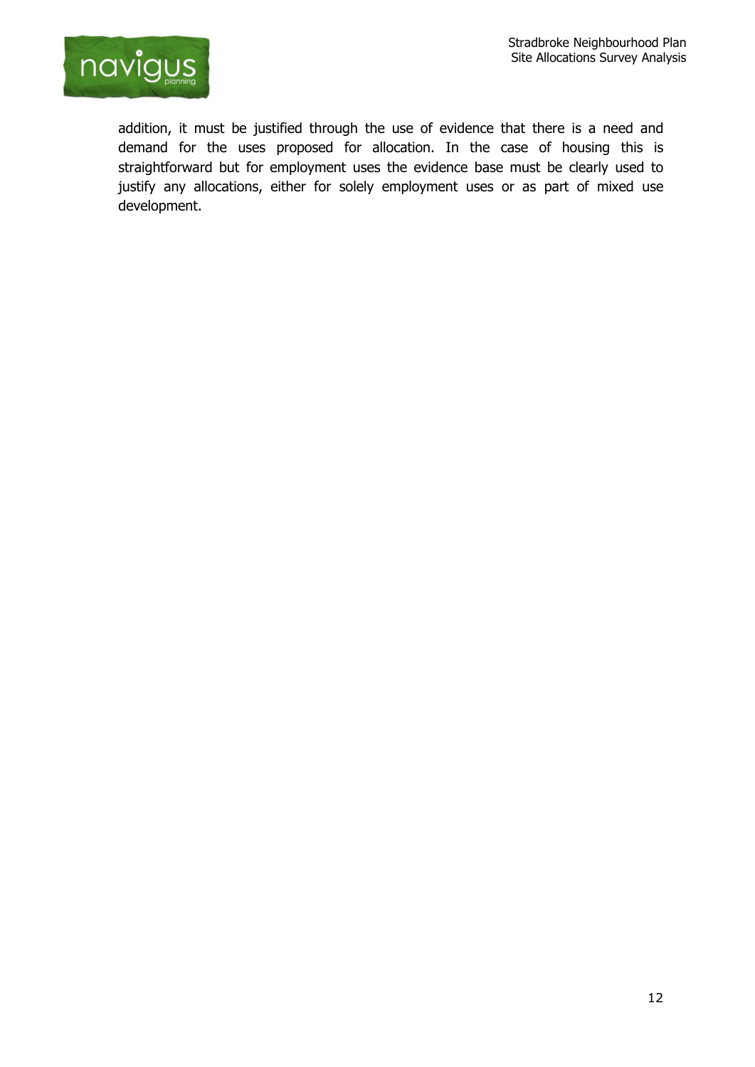addition, it must be justified through the use of evidence that there is a need and demand for the uses proposed for allocation. In the case of housing this is straightforward but for employment uses the evidence base must be clearly used to justify any allocations, either for solely employment uses or as part of mixed use development.